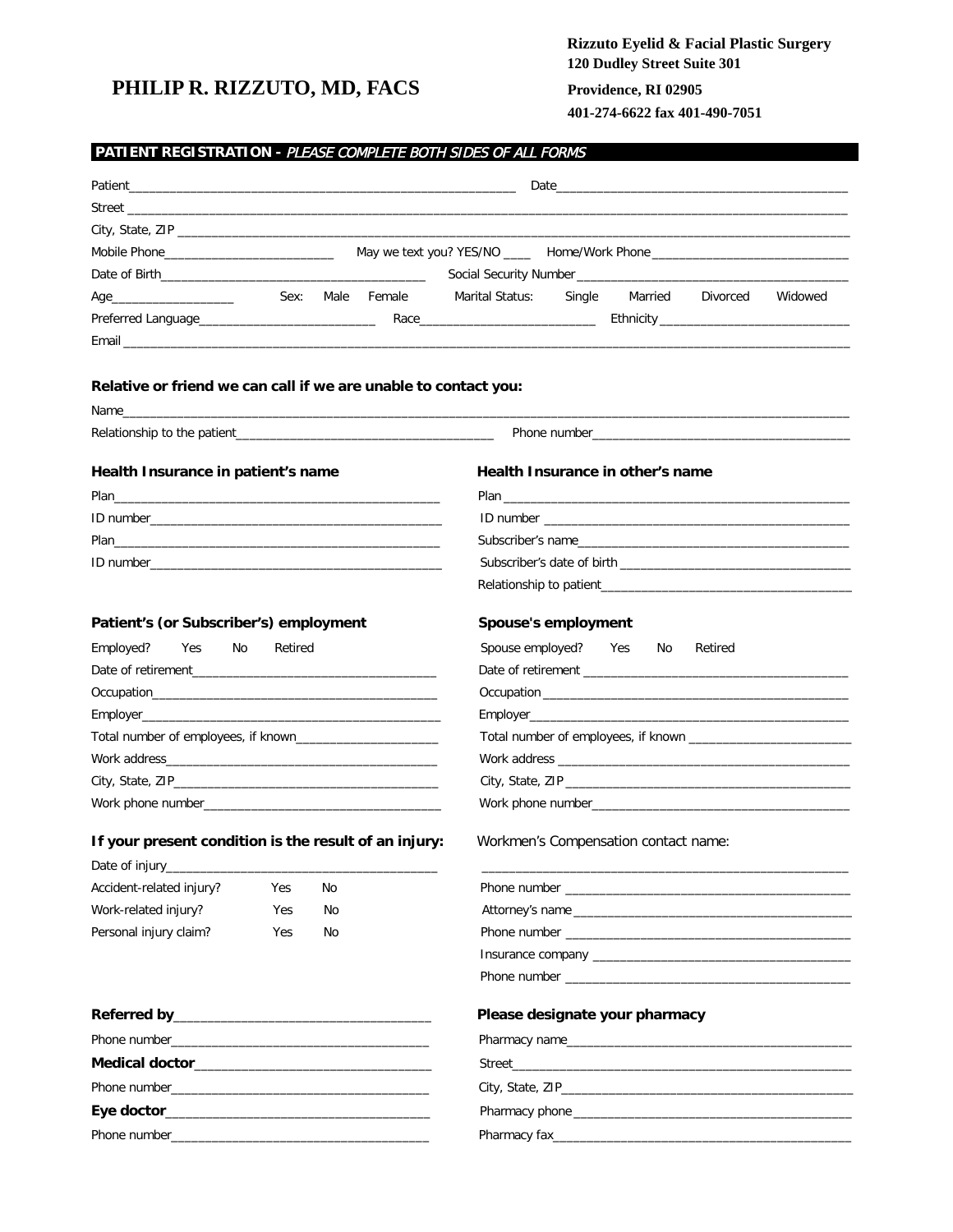**Rizzuto Eyelid & Facial Plastic Surgery**
**120 Dudley Street Suite 301**
**Providence, RI 02905**
**401-274-6622 fax 401-490-7051**

# PHILIP R. RIZZUTO, MD, FACS

## PATIENT REGISTRATION - *PLEASE COMPLETE BOTH SIDES OF ALL FORMS*

Patient_______________________________________________ Date_______________________________________

Street _______________________________________________________________________________________

City, State, ZIP _______________________________________________________________________________

Mobile Phone________________________ May we text you? YES/NO ____ Home/Work Phone ___________________________

Date of Birth____________________________________ Social Security Number _____________________________

Age_________________ Sex: Male Female Marital Status: Single Married Divorced Widowed

Preferred Language_________________________ Race_________________________ Ethnicity ___________________________

Email _________________________________________________________________________________________

**Relative or friend we can call if we are unable to contact you:**

Name__________________________________________________________________________________________

Relationship to the patient_____________________________________ Phone number_____________________________________

**Health Insurance in patient's name**

Plan_______________________________________________

ID number__________________________________________

Plan_______________________________________________

ID number__________________________________________

**Health Insurance in other's name**

Plan _______________________________________________

ID number __________________________________________

Subscriber's name_____________________________________

Subscriber's date of birth _______________________________

Relationship to patient__________________________________

**Patient's (or Subscriber's) employment**

Employed? Yes No Retired

Date of retirement___________________________________

Occupation_________________________________________

Employer__________________________________________

Total number of employees, if known_____________________

Work address_______________________________________

City, State, ZIP______________________________________

Work phone number__________________________________

**Spouse's employment**

Spouse employed? Yes No Retired

Date of retirement ____________________________________

Occupation __________________________________________

Employer____________________________________________

Total number of employees, if known ______________________

Work address ________________________________________

City, State, ZIP ______________________________________

Work phone number____________________________________

**If your present condition is the result of an injury:**

Date of injury__________________________________________

Accident-related injury? Yes No

Work-related injury? Yes No

Personal injury claim? Yes No

Workmen's Compensation contact name:

____________________________________________________

Phone number _______________________________________

Attorney's name______________________________________

Phone number _______________________________________

Insurance company ____________________________________

Phone number _______________________________________

**Referred by**__________________________________

Phone number__________________________________

**Medical doctor**________________________________

Phone number__________________________________

**Eye doctor**____________________________________

Phone number__________________________________

**Please designate your pharmacy**

Pharmacy name_______________________________________

Street______________________________________________

City, State, ZIP_______________________________________

Pharmacy phone______________________________________

Pharmacy fax_________________________________________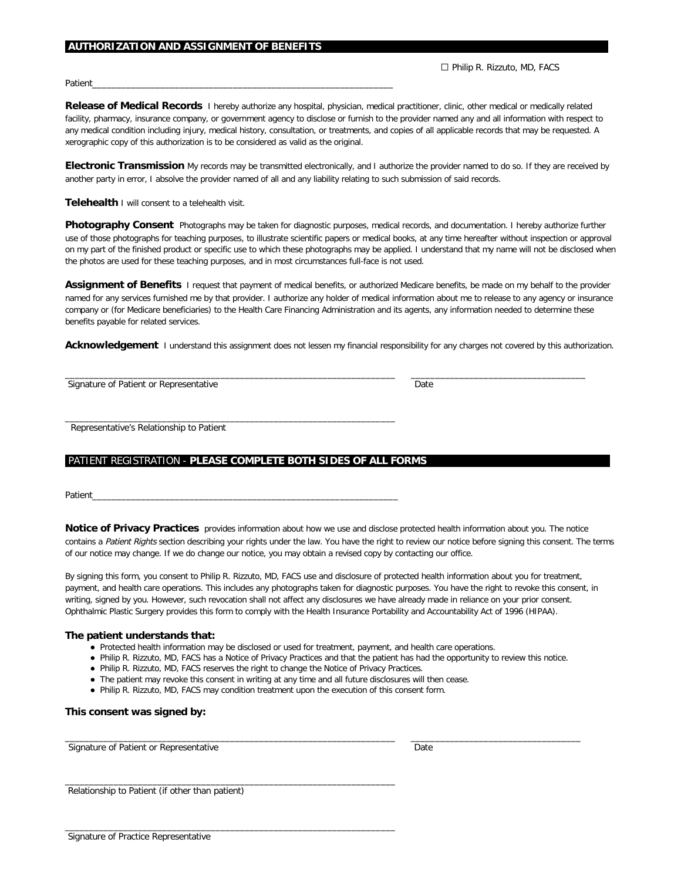## AUTHORIZATION AND ASSIGNMENT OF BENEFITS

☐ Philip R. Rizzuto, MD, FACS

Patient_______________________________________________________________

**Release of Medical Records** I hereby authorize any hospital, physician, medical practitioner, clinic, other medical or medically related facility, pharmacy, insurance company, or government agency to disclose or furnish to the provider named any and all information with respect to any medical condition including injury, medical history, consultation, or treatments, and copies of all applicable records that may be requested. A xerographic copy of this authorization is to be considered as valid as the original.

**Electronic Transmission** My records may be transmitted electronically, and I authorize the provider named to do so. If they are received by another party in error, I absolve the provider named of all and any liability relating to such submission of said records.

**Telehealth** I will consent to a telehealth visit.

**Photography Consent** Photographs may be taken for diagnostic purposes, medical records, and documentation. I hereby authorize further use of those photographs for teaching purposes, to illustrate scientific papers or medical books, at any time hereafter without inspection or approval on my part of the finished product or specific use to which these photographs may be applied. I understand that my name will not be disclosed when the photos are used for these teaching purposes, and in most circumstances full-face is not used.

**Assignment of Benefits** I request that payment of medical benefits, or authorized Medicare benefits, be made on my behalf to the provider named for any services furnished me by that provider. I authorize any holder of medical information about me to release to any agency or insurance company or (for Medicare beneficiaries) to the Health Care Financing Administration and its agents, any information needed to determine these benefits payable for related services.

**Acknowledgement** I understand this assignment does not lessen my financial responsibility for any charges not covered by this authorization.

_______________________________________________________________ ________________________________

Signature of Patient or Representative Date

_______________________________________________________________

Representative's Relationship to Patient

## PATIENT REGISTRATION - **PLEASE COMPLETE BOTH SIDES OF ALL FORMS**

Patient_______________________________________________________________

**Notice of Privacy Practices** provides information about how we use and disclose protected health information about you. The notice contains a *Patient Rights* section describing your rights under the law. You have the right to review our notice before signing this consent. The terms of our notice may change. If we do change our notice, you may obtain a revised copy by contacting our office.

By signing this form, you consent to Philip R. Rizzuto, MD, FACS use and disclosure of protected health information about you for treatment, payment, and health care operations. This includes any photographs taken for diagnostic purposes. You have the right to revoke this consent, in writing, signed by you. However, such revocation shall not affect any disclosures we have already made in reliance on your prior consent. Ophthalmic Plastic Surgery provides this form to comply with the Health Insurance Portability and Accountability Act of 1996 (HIPAA).

**The patient understands that:**

- Protected health information may be disclosed or used for treatment, payment, and health care operations.
- Philip R. Rizzuto, MD, FACS has a Notice of Privacy Practices and that the patient has had the opportunity to review this notice.
- Philip R. Rizzuto, MD, FACS reserves the right to change the Notice of Privacy Practices.
- The patient may revoke this consent in writing at any time and all future disclosures will then cease.
- Philip R. Rizzuto, MD, FACS may condition treatment upon the execution of this consent form.

**This consent was signed by:**

_______________________________________________________________ ________________________________

Signature of Patient or Representative Date

_______________________________________________________________

Relationship to Patient (if other than patient)

_______________________________________________________________

Signature of Practice Representative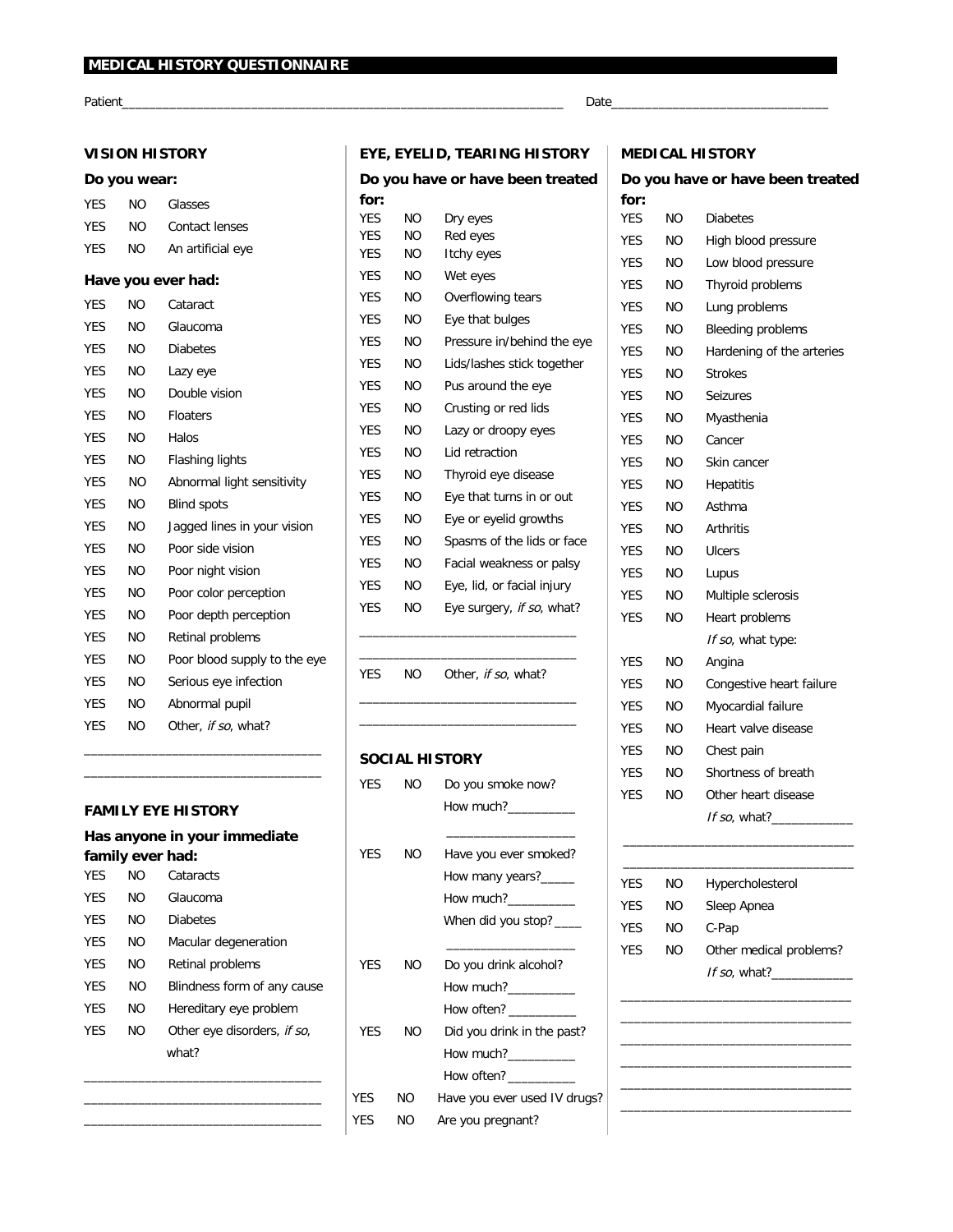# MEDICAL HISTORY QUESTIONNAIRE

Patient_________________________________________________________________ Date________________________________

## VISION HISTORY

### Do you wear:

YES NO Glasses
YES NO Contact lenses
YES NO An artificial eye

### Have you ever had:

YES NO Cataract
YES NO Glaucoma
YES NO Diabetes
YES NO Lazy eye
YES NO Double vision
YES NO Floaters
YES NO Halos
YES NO Flashing lights
YES NO Abnormal light sensitivity
YES NO Blind spots
YES NO Jagged lines in your vision
YES NO Poor side vision
YES NO Poor night vision
YES NO Poor color perception
YES NO Poor depth perception
YES NO Retinal problems
YES NO Poor blood supply to the eye
YES NO Serious eye infection
YES NO Abnormal pupil
YES NO Other, *if so*, what?

__________________________________
__________________________________

## FAMILY EYE HISTORY

### Has anyone in your immediate family ever had:

YES NO Cataracts
YES NO Glaucoma
YES NO Diabetes
YES NO Macular degeneration
YES NO Retinal problems
YES NO Blindness form of any cause
YES NO Hereditary eye problem
YES NO Other eye disorders, *if so*, what?

__________________________________
__________________________________
__________________________________

## EYE, EYELID, TEARING HISTORY

### Do you have or have been treated for:

YES NO Dry eyes
YES NO Red eyes
YES NO Itchy eyes
YES NO Wet eyes
YES NO Overflowing tears
YES NO Eye that bulges
YES NO Pressure in/behind the eye
YES NO Lids/lashes stick together
YES NO Pus around the eye
YES NO Crusting or red lids
YES NO Lazy or droopy eyes
YES NO Lid retraction
YES NO Thyroid eye disease
YES NO Eye that turns in or out
YES NO Eye or eyelid growths
YES NO Spasms of the lids or face
YES NO Facial weakness or palsy
YES NO Eye, lid, or facial injury
YES NO Eye surgery, *if so*, what?

______________________________
______________________________

YES NO Other, *if so*, what?

______________________________
______________________________

## SOCIAL HISTORY

YES NO Do you smoke now?
How much?__________

YES NO Have you ever smoked?
How many years?_____
How much?__________
When did you stop?____

YES NO Do you drink alcohol?
How much?__________
How often? __________

YES NO Did you drink in the past?
How much?__________
How often?__________

YES NO Have you ever used IV drugs?
YES NO Are you pregnant?

## MEDICAL HISTORY

### Do you have or have been treated for:

YES NO Diabetes
YES NO High blood pressure
YES NO Low blood pressure
YES NO Thyroid problems
YES NO Lung problems
YES NO Bleeding problems
YES NO Hardening of the arteries
YES NO Strokes
YES NO Seizures
YES NO Myasthenia
YES NO Cancer
YES NO Skin cancer
YES NO Hepatitis
YES NO Asthma
YES NO Arthritis
YES NO Ulcers
YES NO Lupus
YES NO Multiple sclerosis
YES NO Heart problems
*If so*, what type:
YES NO Angina
YES NO Congestive heart failure
YES NO Myocardial failure
YES NO Heart valve disease
YES NO Chest pain
YES NO Shortness of breath
YES NO Other heart disease
*If so*, what?____________

__________________________________
__________________________________

YES NO Hypercholesterol
YES NO Sleep Apnea
YES NO C-Pap
YES NO Other medical problems?
*If so*, what?____________

__________________________________
__________________________________
__________________________________
__________________________________
__________________________________
__________________________________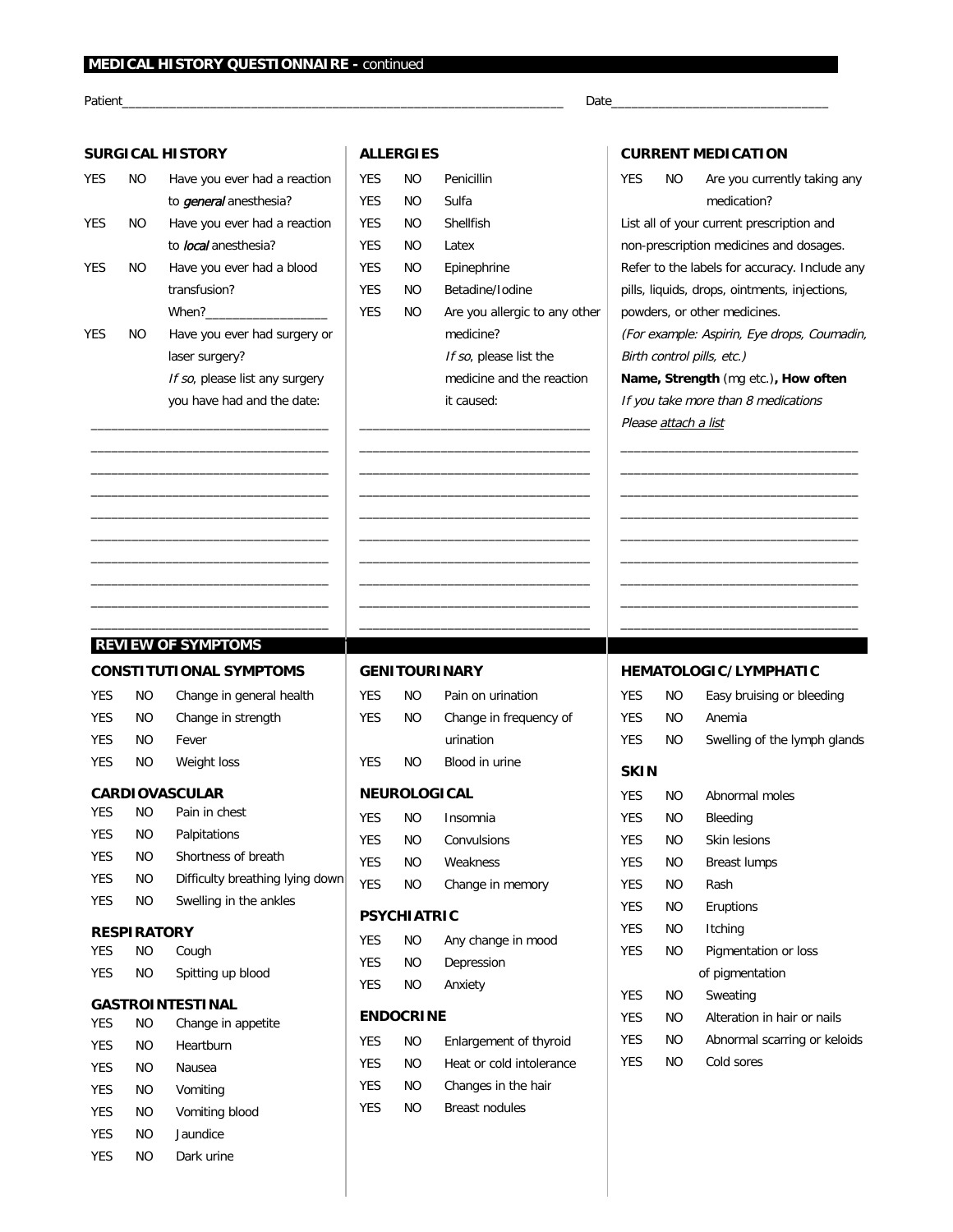## MEDICAL HISTORY QUESTIONNAIRE - continued

Patient_________________________________________________________________ Date________________________________

### SURGICAL HISTORY

YES NO Have you ever had a reaction to *general* anesthesia?

YES NO Have you ever had a reaction to *local* anesthesia?

YES NO Have you ever had a blood transfusion? When?_________________

YES NO Have you ever had surgery or laser surgery?

*If so*, please list any surgery you have had and the date:

__________________________________

__________________________________

__________________________________

__________________________________

__________________________________

__________________________________

__________________________________

__________________________________

__________________________________

__________________________________

### ALLERGIES

YES NO Penicillin

YES NO Sulfa

YES NO Shellfish

YES NO Latex

YES NO Epinephrine

YES NO Betadine/Iodine

YES NO Are you allergic to any other medicine?

*If so*, please list the medicine and the reaction it caused:

__________________________________

__________________________________

__________________________________

__________________________________

__________________________________

__________________________________

__________________________________

__________________________________

__________________________________

__________________________________

### CURRENT MEDICATION

YES NO Are you currently taking any medication?

List all of your current prescription and non-prescription medicines and dosages. Refer to the labels for accuracy. Include any pills, liquids, drops, ointments, injections, powders, or other medicines.

*(For example: Aspirin, Eye drops, Coumadin, Birth control pills, etc.)*

**Name, Strength** (mg etc.)**, How often**

*If you take more than 8 medications*

*Please attach a list*

__________________________________

__________________________________

__________________________________

__________________________________

__________________________________

__________________________________

__________________________________

__________________________________

__________________________________

## REVIEW OF SYMPTOMS

### CONSTITUTIONAL SYMPTOMS

YES NO Change in general health

YES NO Change in strength

YES NO Fever

YES NO Weight loss

### CARDIOVASCULAR

YES NO Pain in chest

YES NO Palpitations

YES NO Shortness of breath

YES NO Difficulty breathing lying down

YES NO Swelling in the ankles

### RESPIRATORY

YES NO Cough

YES NO Spitting up blood

### GASTROINTESTINAL

YES NO Change in appetite

YES NO Heartburn

YES NO Nausea

YES NO Vomiting

YES NO Vomiting blood

YES NO Jaundice

YES NO Dark urine

### GENITOURINARY

YES NO Pain on urination

YES NO Change in frequency of urination

YES NO Blood in urine

### NEUROLOGICAL

YES NO Insomnia

YES NO Convulsions

YES NO Weakness

YES NO Change in memory

### PSYCHIATRIC

YES NO Any change in mood

YES NO Depression

YES NO Anxiety

### ENDOCRINE

YES NO Enlargement of thyroid

YES NO Heat or cold intolerance

YES NO Changes in the hair

YES NO Breast nodules

### HEMATOLOGIC/LYMPHATIC

YES NO Easy bruising or bleeding

YES NO Anemia

YES NO Swelling of the lymph glands

### SKIN

YES NO Abnormal moles

YES NO Bleeding

YES NO Skin lesions

YES NO Breast lumps

YES NO Rash

YES NO Eruptions

YES NO Itching

YES NO Pigmentation or loss of pigmentation

YES NO Sweating

YES NO Alteration in hair or nails

YES NO Abnormal scarring or keloids

YES NO Cold sores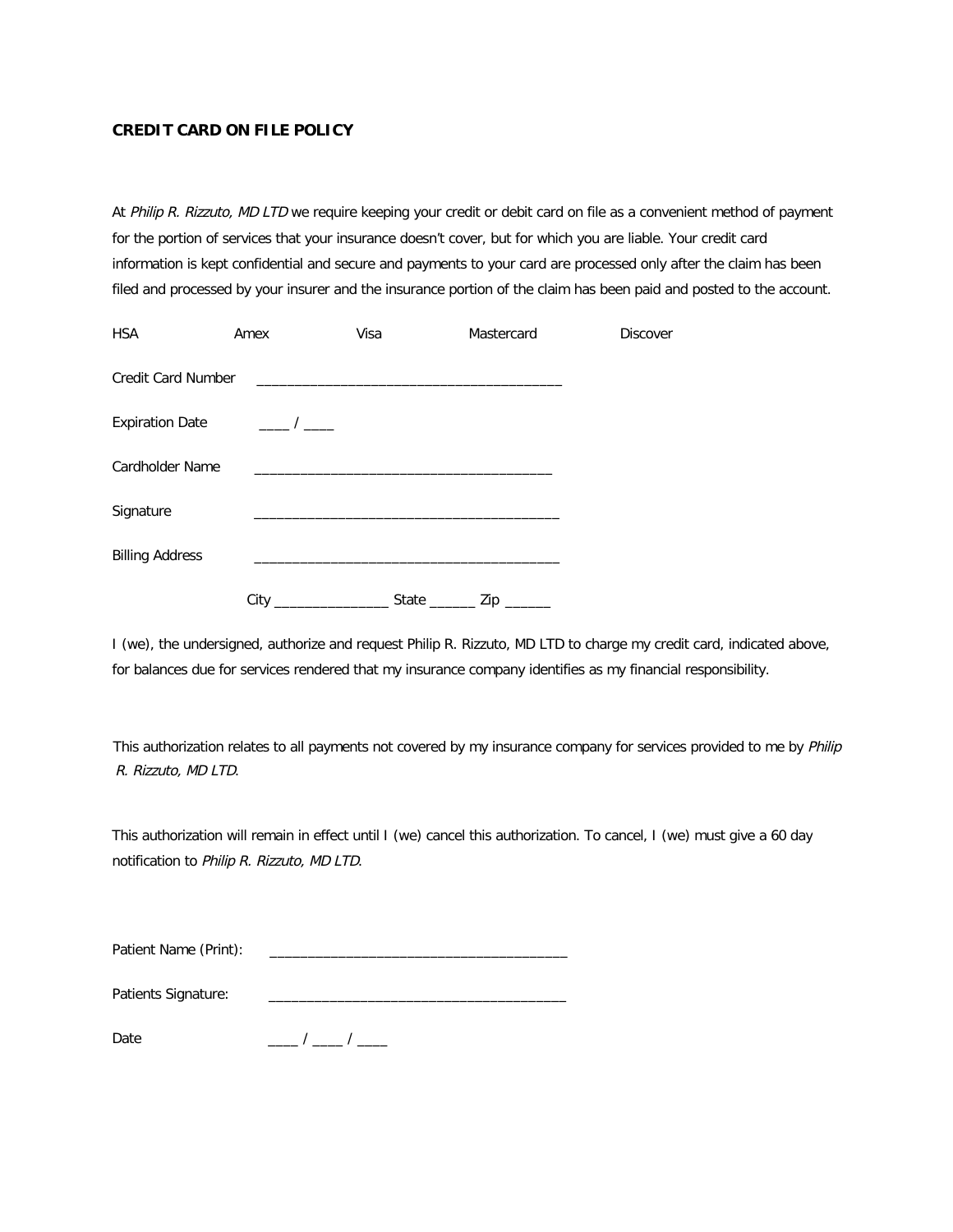## CREDIT CARD ON FILE POLICY

At *Philip R. Rizzuto, MD LTD* we require keeping your credit or debit card on file as a convenient method of payment for the portion of services that your insurance doesn't cover, but for which you are liable. Your credit card information is kept confidential and secure and payments to your card are processed only after the claim has been filed and processed by your insurer and the insurance portion of the claim has been paid and posted to the account.

HSA Amex Visa Mastercard Discover

Credit Card Number ________________________________________

Expiration Date ____ / ____

Cardholder Name _______________________________________

Signature ________________________________________

Billing Address ________________________________________

City _______________ State ______ Zip ______

I (we), the undersigned, authorize and request Philip R. Rizzuto, MD LTD to charge my credit card, indicated above, for balances due for services rendered that my insurance company identifies as my financial responsibility.

This authorization relates to all payments not covered by my insurance company for services provided to me by *Philip R. Rizzuto, MD LTD*.

This authorization will remain in effect until I (we) cancel this authorization. To cancel, I (we) must give a 60 day notification to *Philip R. Rizzuto, MD LTD*.

Patient Name (Print): _______________________________________

Patients Signature: _______________________________________

Date ____ / ____ / ____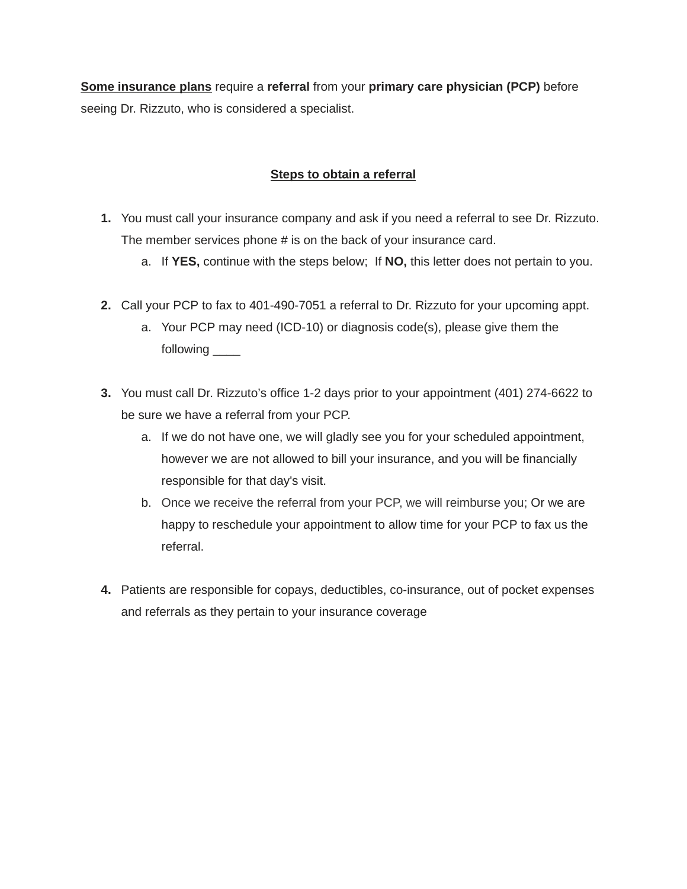**<u>Some insurance plans</u>** require a **referral** from your **primary care physician (PCP)** before seeing Dr. Rizzuto, who is considered a specialist.

**<u>Steps to obtain a referral</u>**

1. You must call your insurance company and ask if you need a referral to see Dr. Rizzuto. The member services phone # is on the back of your insurance card.
   a. If **YES,** continue with the steps below;  If **NO,** this letter does not pertain to you.

2. Call your PCP to fax to 401-490-7051 a referral to Dr. Rizzuto for your upcoming appt.
   a. Your PCP may need (ICD-10) or diagnosis code(s), please give them the following ____

3. You must call Dr. Rizzuto's office 1-2 days prior to your appointment (401) 274-6622 to be sure we have a referral from your PCP.
   a. If we do not have one, we will gladly see you for your scheduled appointment, however we are not allowed to bill your insurance, and you will be financially responsible for that day's visit.
   b. Once we receive the referral from your PCP, we will reimburse you; Or we are happy to reschedule your appointment to allow time for your PCP to fax us the referral.

4. Patients are responsible for copays, deductibles, co-insurance, out of pocket expenses and referrals as they pertain to your insurance coverage